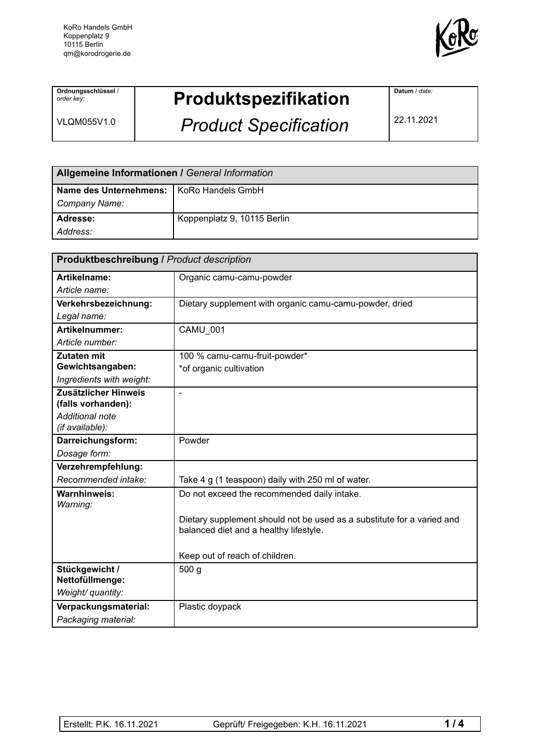KoRo Handels GmbH
Koppenplatz 9
10115 Berlin
qm@korodrogerie.de

| **Ordnungsschlüssel** / *order key:* | **Produktspezifikation** *Product Specification* | **Datum** / *date:* |
|---|---|---|
| VLQM055V1.0 | | 22.11.2021 |

| **Allgemeine Informationen /** *General Information* | |
|---|---|
| **Name des Unternehmens:** *Company Name:* | KoRo Handels GmbH |
| **Adresse:** *Address:* | Koppenplatz 9, 10115 Berlin |

| **Produktbeschreibung /** *Product description* | |
|---|---|
| **Artikelname:** *Article name:* | Organic camu-camu-powder |
| **Verkehrsbezeichnung:** *Legal name:* | Dietary supplement with organic camu-camu-powder, dried |
| **Artikelnummer:** *Article number:* | CAMU_001 |
| **Zutaten mit Gewichtsangaben:** *Ingredients with weight:* | 100 % camu-camu-fruit-powder* *of organic cultivation |
| **Zusätzlicher Hinweis (falls vorhanden):** *Additional note (if available):* | - |
| **Darreichungsform:** *Dosage form:* | Powder |
| **Verzehrempfehlung:** *Recommended intake:* | Take 4 g (1 teaspoon) daily with 250 ml of water. |
| **Warnhinweis:** *Warning:* | Do not exceed the recommended daily intake. Dietary supplement should not be used as a substitute for a varied and balanced diet and a healthy lifestyle. Keep out of reach of children. |
| **Stückgewicht / Nettofüllmenge:** *Weight/ quantity:* | 500 g |
| **Verpackungsmaterial:** *Packaging material:* | Plastic doypack |

Erstellt: P.K. 16.11.2021 Geprüft/ Freigegeben: K.H. 16.11.2021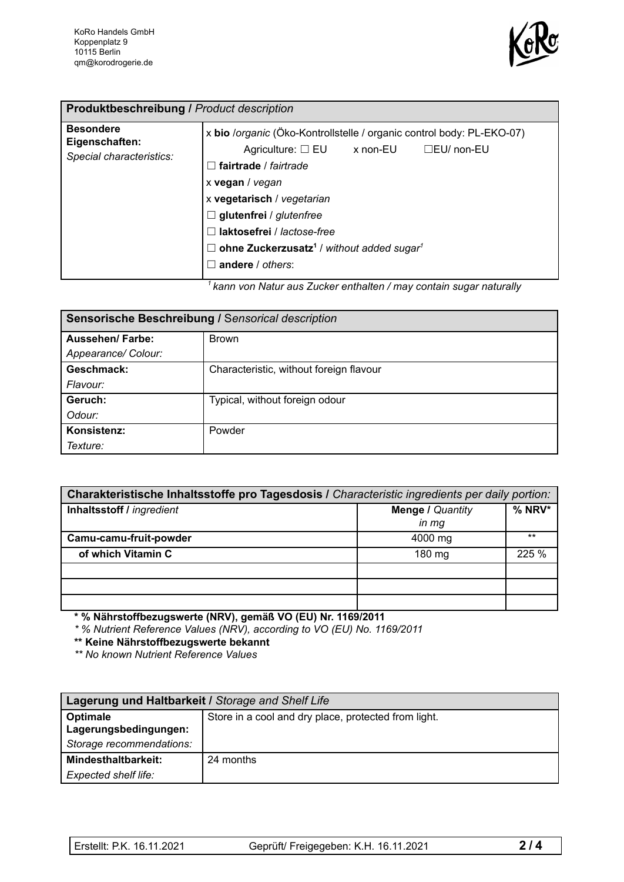KoRo Handels GmbH
Koppenplatz 9
10115 Berlin
qm@korodrogerie.de

| **Produktbeschreibung /** *Product description* | |
|---|---|
| **Besondere Eigenschaften:** *Special characteristics:* | x **bio** /*organic* (Öko-Kontrollstelle / organic control body: PL-EKO-07)<br>Agriculture: ☐ EU x non-EU ☐EU/ non-EU<br>☐ **fairtrade** / *fairtrade*<br>x **vegan** / *vegan*<br>x **vegetarisch** / *vegetarian*<br>☐ **glutenfrei** / *glutenfree*<br>☐ **laktosefrei** / *lactose-free*<br>☐ **ohne Zuckerzusatz**[1] / *without added sugar*[1]<br>☐ **andere** / *others*: |

[1] *kann von Natur aus Zucker enthalten / may contain sugar naturally*

| **Sensorische Beschreibung /** *Sensorical description* | |
|---|---|
| **Aussehen/ Farbe:** *Appearance/ Colour:* | Brown |
| **Geschmack:** *Flavour:* | Characteristic, without foreign flavour |
| **Geruch:** *Odour:* | Typical, without foreign odour |
| **Konsistenz:** *Texture:* | Powder |

| **Charakteristische Inhaltsstoffe pro Tagesdosis /** *Characteristic ingredients per daily portion:* | | |
|---|---|---|
| **Inhaltsstoff /** *ingredient* | **Menge /** *Quantity in mg* | **% NRV*** |
| **Camu-camu-fruit-powder** | 4000 mg | ** |
| **of which Vitamin C** | 180 mg | 225 % |
| | | |
| | | |
| | | |

**\* % Nährstoffbezugswerte (NRV), gemäß VO (EU) Nr. 1169/2011**
*\* % Nutrient Reference Values (NRV), according to VO (EU) No. 1169/2011*
**\*\* Keine Nährstoffbezugswerte bekannt**
*\*\* No known Nutrient Reference Values*

| **Lagerung und Haltbarkeit /** *Storage and Shelf Life* | |
|---|---|
| **Optimale Lagerungsbedingungen:** *Storage recommendations:* | Store in a cool and dry place, protected from light. |
| **Mindesthaltbarkeit:** *Expected shelf life:* | 24 months |

Erstellt: P.K. 16.11.2021 | Geprüft/ Freigegeben: K.H. 16.11.2021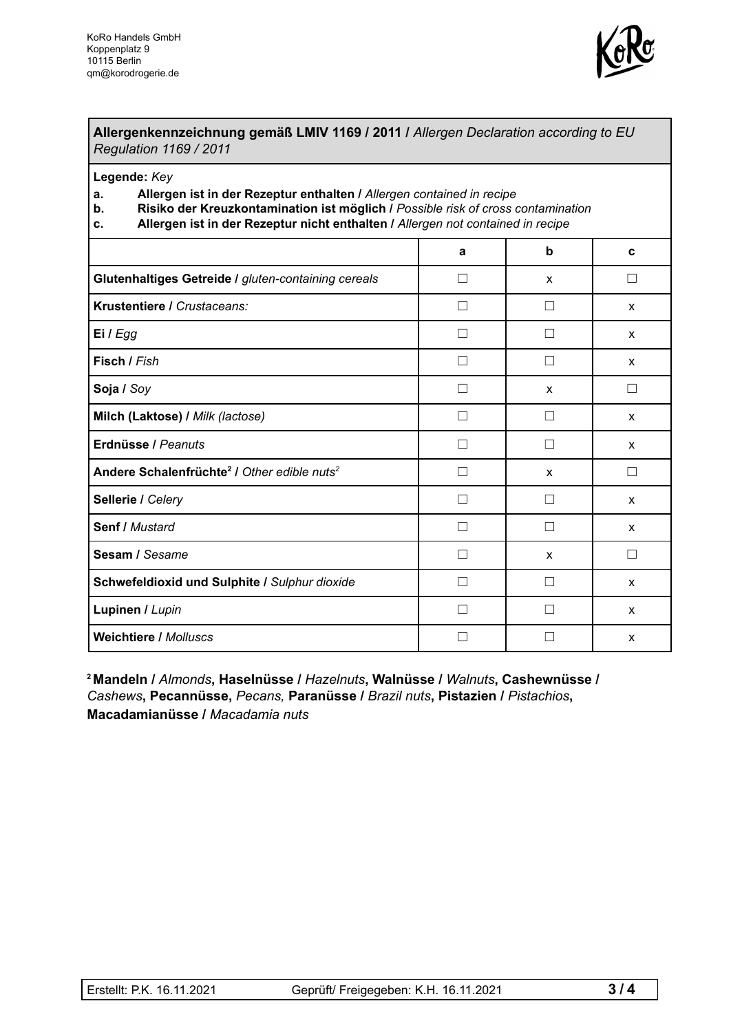KoRo Handels GmbH
Koppenplatz 9
10115 Berlin
qm@korodrogerie.de

**Allergenkennzeichnung gemäß LMIV 1169 / 2011 /** *Allergen Declaration according to EU Regulation 1169 / 2011*

**Legende:** *Key*

a. **Allergen ist in der Rezeptur enthalten /** *Allergen contained in recipe*
b. **Risiko der Kreuzkontamination ist möglich /** *Possible risk of cross contamination*
c. **Allergen ist in der Rezeptur nicht enthalten /** *Allergen not contained in recipe*

| | a | b | c |
|---|---|---|---|
| **Glutenhaltiges Getreide /** *gluten-containing cereals* | ☐ | x | ☐ |
| **Krustentiere /** *Crustaceans:* | ☐ | ☐ | x |
| **Ei /** *Egg* | ☐ | ☐ | x |
| **Fisch /** *Fish* | ☐ | ☐ | x |
| **Soja /** *Soy* | ☐ | x | ☐ |
| **Milch (Laktose) /** *Milk (lactose)* | ☐ | ☐ | x |
| **Erdnüsse /** *Peanuts* | ☐ | ☐ | x |
| **Andere Schalenfrüchte[2] /** *Other edible nuts[2]* | ☐ | x | ☐ |
| **Sellerie /** *Celery* | ☐ | ☐ | x |
| **Senf /** *Mustard* | ☐ | ☐ | x |
| **Sesam /** *Sesame* | ☐ | x | ☐ |
| **Schwefeldioxid und Sulphite /** *Sulphur dioxide* | ☐ | ☐ | x |
| **Lupinen /** *Lupin* | ☐ | ☐ | x |
| **Weichtiere /** *Molluscs* | ☐ | ☐ | x |

[2] **Mandeln /** *Almonds*, **Haselnüsse /** *Hazelnuts*, **Walnüsse /** *Walnuts*, **Cashewnüsse /** *Cashews*, **Pecannüsse,** *Pecans,* **Paranüsse /** *Brazil nuts*, **Pistazien /** *Pistachios*, **Macadamianüsse /** *Macadamia nuts*

Erstellt: P.K. 16.11.2021 Geprüft/ Freigegeben: K.H. 16.11.2021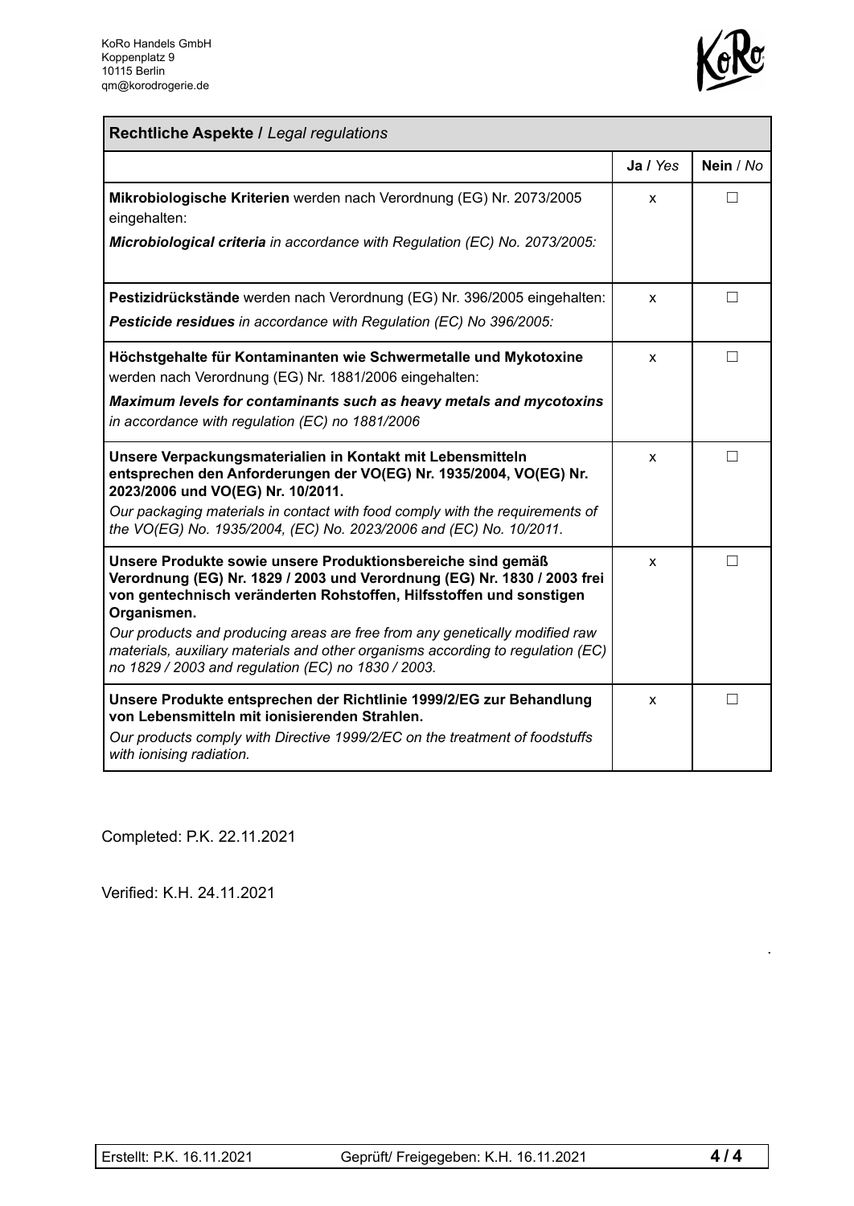KoRo Handels GmbH
Koppenplatz 9
10115 Berlin
qm@korodrogerie.de

| **Rechtliche Aspekte /** *Legal regulations* | | |
|---|---|---|
| | **Ja /** *Yes* | **Nein** / *No* |
| **Mikrobiologische Kriterien** werden nach Verordnung (EG) Nr. 2073/2005 eingehalten: ***Microbiological criteria*** *in accordance with Regulation (EC) No. 2073/2005:* | x | ☐ |
| **Pestizidrückstände** werden nach Verordnung (EG) Nr. 396/2005 eingehalten: ***Pesticide residues*** *in accordance with Regulation (EC) No 396/2005:* | x | ☐ |
| **Höchstgehalte für Kontaminanten wie Schwermetalle und Mykotoxine** werden nach Verordnung (EG) Nr. 1881/2006 eingehalten: ***Maximum levels for contaminants such as heavy metals and mycotoxins*** *in accordance with regulation (EC) no 1881/2006* | x | ☐ |
| **Unsere Verpackungsmaterialien in Kontakt mit Lebensmitteln entsprechen den Anforderungen der VO(EG) Nr. 1935/2004, VO(EG) Nr. 2023/2006 und VO(EG) Nr. 10/2011.** *Our packaging materials in contact with food comply with the requirements of the VO(EG) No. 1935/2004, (EC) No. 2023/2006 and (EC) No. 10/2011.* | x | ☐ |
| **Unsere Produkte sowie unsere Produktionsbereiche sind gemäß Verordnung (EG) Nr. 1829 / 2003 und Verordnung (EG) Nr. 1830 / 2003 frei von gentechnisch veränderten Rohstoffen, Hilfsstoffen und sonstigen Organismen.** *Our products and producing areas are free from any genetically modified raw materials, auxiliary materials and other organisms according to regulation (EC) no 1829 / 2003 and regulation (EC) no 1830 / 2003.* | x | ☐ |
| **Unsere Produkte entsprechen der Richtlinie 1999/2/EG zur Behandlung von Lebensmitteln mit ionisierenden Strahlen.** *Our products comply with Directive 1999/2/EC on the treatment of foodstuffs with ionising radiation.* | x | ☐ |

Completed: P.K. 22.11.2021

Verified: K.H. 24.11.2021

| Erstellt: P.K. 16.11.2021 | Geprüft/ Freigegeben: K.H. 16.11.2021 |
|---|---|